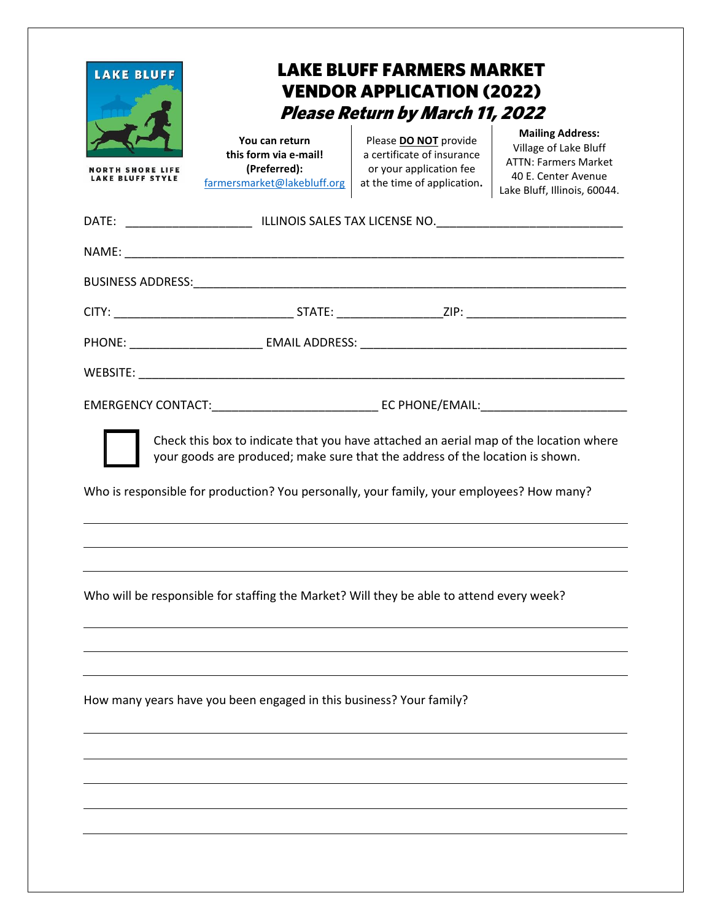LAKE BLUFF

NORTH SHORE LIFE
LAKE BLUFF STYLE

# LAKE BLUFF FARMERS MARKET VENDOR APPLICATION (2022)

## *Please Return by March 11, 2022*

**You can return this form via e-mail! (Preferred):** farmersmarket@lakebluff.org

Please **DO NOT** provide a certificate of insurance or your application fee at the time of application.

**Mailing Address:**
Village of Lake Bluff
ATTN: Farmers Market
40 E. Center Avenue
Lake Bluff, Illinois, 60044.

DATE: ___________________ ILLINOIS SALES TAX LICENSE NO.___________________________

NAME: ___________________________________________________________________________

BUSINESS ADDRESS:_______________________________________________________________

CITY: ___________________________ STATE: ________________ZIP: _______________________

PHONE: ____________________ EMAIL ADDRESS: _______________________________________

WEBSITE: _________________________________________________________________________

EMERGENCY CONTACT:_________________________ EC PHONE/EMAIL:_____________________

☐ Check this box to indicate that you have attached an aerial map of the location where your goods are produced; make sure that the address of the location is shown.

Who is responsible for production? You personally, your family, your employees? How many?

_______________________________________________________________________________

_______________________________________________________________________________

_______________________________________________________________________________

Who will be responsible for staffing the Market? Will they be able to attend every week?

_______________________________________________________________________________

_______________________________________________________________________________

_______________________________________________________________________________

How many years have you been engaged in this business? Your family?

_______________________________________________________________________________

_______________________________________________________________________________

_______________________________________________________________________________

_______________________________________________________________________________

_______________________________________________________________________________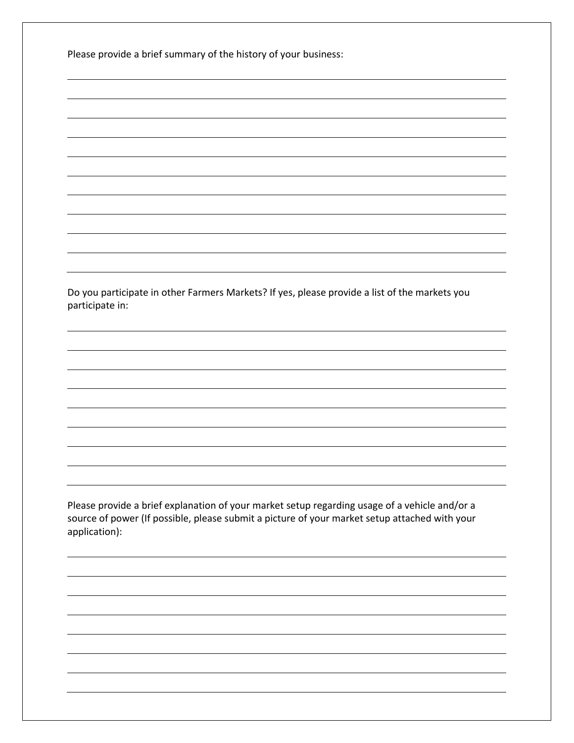Please provide a brief summary of the history of your business:

\_\_\_\_\_\_\_\_\_\_\_\_\_\_\_\_\_\_\_\_\_\_\_\_\_\_\_\_\_\_\_\_\_\_\_\_\_\_\_\_\_\_\_\_\_\_\_\_\_\_\_\_\_\_\_\_\_\_\_\_\_\_\_\_\_\_\_\_\_\_\_\_\_\_\_\_\_\_

\_\_\_\_\_\_\_\_\_\_\_\_\_\_\_\_\_\_\_\_\_\_\_\_\_\_\_\_\_\_\_\_\_\_\_\_\_\_\_\_\_\_\_\_\_\_\_\_\_\_\_\_\_\_\_\_\_\_\_\_\_\_\_\_\_\_\_\_\_\_\_\_\_\_\_\_\_\_

\_\_\_\_\_\_\_\_\_\_\_\_\_\_\_\_\_\_\_\_\_\_\_\_\_\_\_\_\_\_\_\_\_\_\_\_\_\_\_\_\_\_\_\_\_\_\_\_\_\_\_\_\_\_\_\_\_\_\_\_\_\_\_\_\_\_\_\_\_\_\_\_\_\_\_\_\_\_

\_\_\_\_\_\_\_\_\_\_\_\_\_\_\_\_\_\_\_\_\_\_\_\_\_\_\_\_\_\_\_\_\_\_\_\_\_\_\_\_\_\_\_\_\_\_\_\_\_\_\_\_\_\_\_\_\_\_\_\_\_\_\_\_\_\_\_\_\_\_\_\_\_\_\_\_\_\_

\_\_\_\_\_\_\_\_\_\_\_\_\_\_\_\_\_\_\_\_\_\_\_\_\_\_\_\_\_\_\_\_\_\_\_\_\_\_\_\_\_\_\_\_\_\_\_\_\_\_\_\_\_\_\_\_\_\_\_\_\_\_\_\_\_\_\_\_\_\_\_\_\_\_\_\_\_\_

\_\_\_\_\_\_\_\_\_\_\_\_\_\_\_\_\_\_\_\_\_\_\_\_\_\_\_\_\_\_\_\_\_\_\_\_\_\_\_\_\_\_\_\_\_\_\_\_\_\_\_\_\_\_\_\_\_\_\_\_\_\_\_\_\_\_\_\_\_\_\_\_\_\_\_\_\_\_

\_\_\_\_\_\_\_\_\_\_\_\_\_\_\_\_\_\_\_\_\_\_\_\_\_\_\_\_\_\_\_\_\_\_\_\_\_\_\_\_\_\_\_\_\_\_\_\_\_\_\_\_\_\_\_\_\_\_\_\_\_\_\_\_\_\_\_\_\_\_\_\_\_\_\_\_\_\_

\_\_\_\_\_\_\_\_\_\_\_\_\_\_\_\_\_\_\_\_\_\_\_\_\_\_\_\_\_\_\_\_\_\_\_\_\_\_\_\_\_\_\_\_\_\_\_\_\_\_\_\_\_\_\_\_\_\_\_\_\_\_\_\_\_\_\_\_\_\_\_\_\_\_\_\_\_\_

\_\_\_\_\_\_\_\_\_\_\_\_\_\_\_\_\_\_\_\_\_\_\_\_\_\_\_\_\_\_\_\_\_\_\_\_\_\_\_\_\_\_\_\_\_\_\_\_\_\_\_\_\_\_\_\_\_\_\_\_\_\_\_\_\_\_\_\_\_\_\_\_\_\_\_\_\_\_

\_\_\_\_\_\_\_\_\_\_\_\_\_\_\_\_\_\_\_\_\_\_\_\_\_\_\_\_\_\_\_\_\_\_\_\_\_\_\_\_\_\_\_\_\_\_\_\_\_\_\_\_\_\_\_\_\_\_\_\_\_\_\_\_\_\_\_\_\_\_\_\_\_\_\_\_\_\_

Do you participate in other Farmers Markets? If yes, please provide a list of the markets you participate in:

\_\_\_\_\_\_\_\_\_\_\_\_\_\_\_\_\_\_\_\_\_\_\_\_\_\_\_\_\_\_\_\_\_\_\_\_\_\_\_\_\_\_\_\_\_\_\_\_\_\_\_\_\_\_\_\_\_\_\_\_\_\_\_\_\_\_\_\_\_\_\_\_\_\_\_\_\_\_

\_\_\_\_\_\_\_\_\_\_\_\_\_\_\_\_\_\_\_\_\_\_\_\_\_\_\_\_\_\_\_\_\_\_\_\_\_\_\_\_\_\_\_\_\_\_\_\_\_\_\_\_\_\_\_\_\_\_\_\_\_\_\_\_\_\_\_\_\_\_\_\_\_\_\_\_\_\_

\_\_\_\_\_\_\_\_\_\_\_\_\_\_\_\_\_\_\_\_\_\_\_\_\_\_\_\_\_\_\_\_\_\_\_\_\_\_\_\_\_\_\_\_\_\_\_\_\_\_\_\_\_\_\_\_\_\_\_\_\_\_\_\_\_\_\_\_\_\_\_\_\_\_\_\_\_\_

\_\_\_\_\_\_\_\_\_\_\_\_\_\_\_\_\_\_\_\_\_\_\_\_\_\_\_\_\_\_\_\_\_\_\_\_\_\_\_\_\_\_\_\_\_\_\_\_\_\_\_\_\_\_\_\_\_\_\_\_\_\_\_\_\_\_\_\_\_\_\_\_\_\_\_\_\_\_

\_\_\_\_\_\_\_\_\_\_\_\_\_\_\_\_\_\_\_\_\_\_\_\_\_\_\_\_\_\_\_\_\_\_\_\_\_\_\_\_\_\_\_\_\_\_\_\_\_\_\_\_\_\_\_\_\_\_\_\_\_\_\_\_\_\_\_\_\_\_\_\_\_\_\_\_\_\_

\_\_\_\_\_\_\_\_\_\_\_\_\_\_\_\_\_\_\_\_\_\_\_\_\_\_\_\_\_\_\_\_\_\_\_\_\_\_\_\_\_\_\_\_\_\_\_\_\_\_\_\_\_\_\_\_\_\_\_\_\_\_\_\_\_\_\_\_\_\_\_\_\_\_\_\_\_\_

\_\_\_\_\_\_\_\_\_\_\_\_\_\_\_\_\_\_\_\_\_\_\_\_\_\_\_\_\_\_\_\_\_\_\_\_\_\_\_\_\_\_\_\_\_\_\_\_\_\_\_\_\_\_\_\_\_\_\_\_\_\_\_\_\_\_\_\_\_\_\_\_\_\_\_\_\_\_

\_\_\_\_\_\_\_\_\_\_\_\_\_\_\_\_\_\_\_\_\_\_\_\_\_\_\_\_\_\_\_\_\_\_\_\_\_\_\_\_\_\_\_\_\_\_\_\_\_\_\_\_\_\_\_\_\_\_\_\_\_\_\_\_\_\_\_\_\_\_\_\_\_\_\_\_\_\_

Please provide a brief explanation of your market setup regarding usage of a vehicle and/or a source of power (If possible, please submit a picture of your market setup attached with your application):

\_\_\_\_\_\_\_\_\_\_\_\_\_\_\_\_\_\_\_\_\_\_\_\_\_\_\_\_\_\_\_\_\_\_\_\_\_\_\_\_\_\_\_\_\_\_\_\_\_\_\_\_\_\_\_\_\_\_\_\_\_\_\_\_\_\_\_\_\_\_\_\_\_\_\_\_\_\_

\_\_\_\_\_\_\_\_\_\_\_\_\_\_\_\_\_\_\_\_\_\_\_\_\_\_\_\_\_\_\_\_\_\_\_\_\_\_\_\_\_\_\_\_\_\_\_\_\_\_\_\_\_\_\_\_\_\_\_\_\_\_\_\_\_\_\_\_\_\_\_\_\_\_\_\_\_\_

\_\_\_\_\_\_\_\_\_\_\_\_\_\_\_\_\_\_\_\_\_\_\_\_\_\_\_\_\_\_\_\_\_\_\_\_\_\_\_\_\_\_\_\_\_\_\_\_\_\_\_\_\_\_\_\_\_\_\_\_\_\_\_\_\_\_\_\_\_\_\_\_\_\_\_\_\_\_

\_\_\_\_\_\_\_\_\_\_\_\_\_\_\_\_\_\_\_\_\_\_\_\_\_\_\_\_\_\_\_\_\_\_\_\_\_\_\_\_\_\_\_\_\_\_\_\_\_\_\_\_\_\_\_\_\_\_\_\_\_\_\_\_\_\_\_\_\_\_\_\_\_\_\_\_\_\_

\_\_\_\_\_\_\_\_\_\_\_\_\_\_\_\_\_\_\_\_\_\_\_\_\_\_\_\_\_\_\_\_\_\_\_\_\_\_\_\_\_\_\_\_\_\_\_\_\_\_\_\_\_\_\_\_\_\_\_\_\_\_\_\_\_\_\_\_\_\_\_\_\_\_\_\_\_\_

\_\_\_\_\_\_\_\_\_\_\_\_\_\_\_\_\_\_\_\_\_\_\_\_\_\_\_\_\_\_\_\_\_\_\_\_\_\_\_\_\_\_\_\_\_\_\_\_\_\_\_\_\_\_\_\_\_\_\_\_\_\_\_\_\_\_\_\_\_\_\_\_\_\_\_\_\_\_

\_\_\_\_\_\_\_\_\_\_\_\_\_\_\_\_\_\_\_\_\_\_\_\_\_\_\_\_\_\_\_\_\_\_\_\_\_\_\_\_\_\_\_\_\_\_\_\_\_\_\_\_\_\_\_\_\_\_\_\_\_\_\_\_\_\_\_\_\_\_\_\_\_\_\_\_\_\_

\_\_\_\_\_\_\_\_\_\_\_\_\_\_\_\_\_\_\_\_\_\_\_\_\_\_\_\_\_\_\_\_\_\_\_\_\_\_\_\_\_\_\_\_\_\_\_\_\_\_\_\_\_\_\_\_\_\_\_\_\_\_\_\_\_\_\_\_\_\_\_\_\_\_\_\_\_\_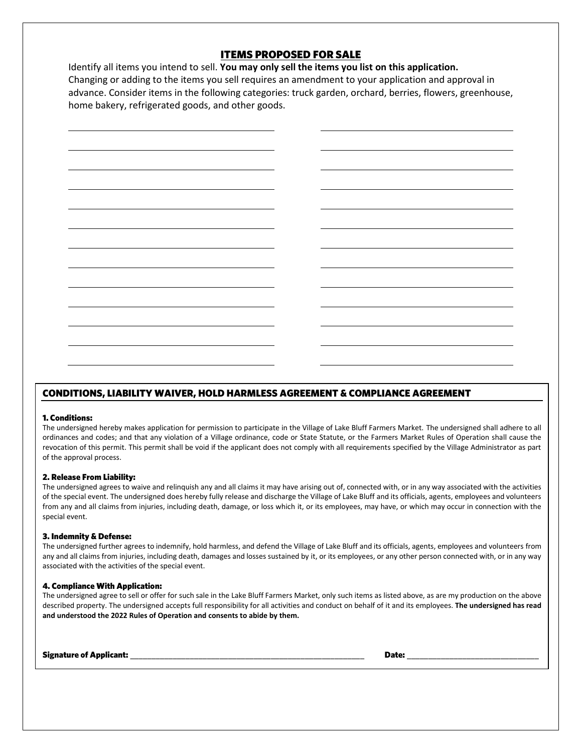## ITEMS PROPOSED FOR SALE

Identify all items you intend to sell. **You may only sell the items you list on this application.** Changing or adding to the items you sell requires an amendment to your application and approval in advance. Consider items in the following categories: truck garden, orchard, berries, flowers, greenhouse, home bakery, refrigerated goods, and other goods.

| | |
|---|---|
| | |
| | |
| | |
| | |
| | |
| | |
| | |
| | |
| | |
| | |
| | |
| | |
| | |

## CONDITIONS, LIABILITY WAIVER, HOLD HARMLESS AGREEMENT & COMPLIANCE AGREEMENT

### 1. Conditions:

The undersigned hereby makes application for permission to participate in the Village of Lake Bluff Farmers Market. The undersigned shall adhere to all ordinances and codes; and that any violation of a Village ordinance, code or State Statute, or the Farmers Market Rules of Operation shall cause the revocation of this permit. This permit shall be void if the applicant does not comply with all requirements specified by the Village Administrator as part of the approval process.

### 2. Release From Liability:

The undersigned agrees to waive and relinquish any and all claims it may have arising out of, connected with, or in any way associated with the activities of the special event. The undersigned does hereby fully release and discharge the Village of Lake Bluff and its officials, agents, employees and volunteers from any and all claims from injuries, including death, damage, or loss which it, or its employees, may have, or which may occur in connection with the special event.

### 3. Indemnity & Defense:

The undersigned further agrees to indemnify, hold harmless, and defend the Village of Lake Bluff and its officials, agents, employees and volunteers from any and all claims from injuries, including death, damages and losses sustained by it, or its employees, or any other person connected with, or in any way associated with the activities of the special event.

### 4. Compliance With Application:

The undersigned agree to sell or offer for such sale in the Lake Bluff Farmers Market, only such items as listed above, as are my production on the above described property. The undersigned accepts full responsibility for all activities and conduct on behalf of it and its employees. **The undersigned has read and understood the 2022 Rules of Operation and consents to abide by them.**

**Signature of Applicant:** ______________________________ **Date:** ____________________